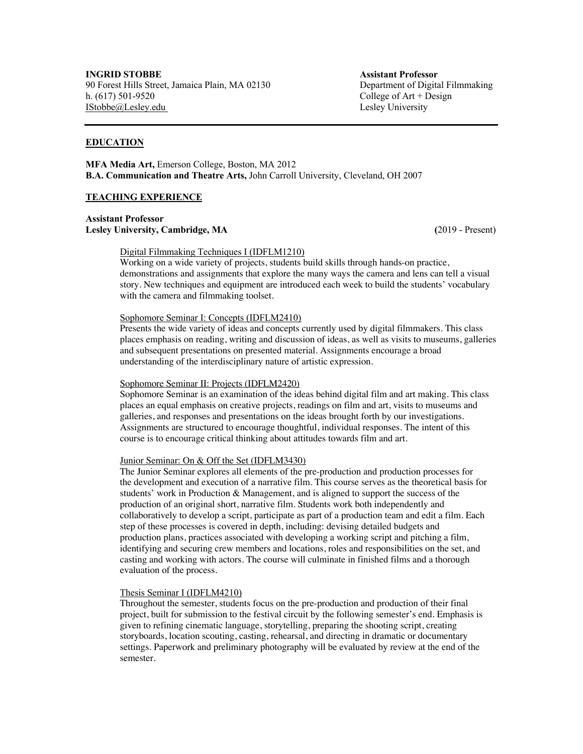**INGRID STOBBE**
90 Forest Hills Street, Jamaica Plain, MA 02130
h. (617) 501-9520
IStobbe@Lesley.edu

**Assistant Professor**
Department of Digital Filmmaking
College of Art + Design
Lesley University

---

## EDUCATION

**MFA Media Art,** Emerson College, Boston, MA 2012
**B.A. Communication and Theatre Arts,** John Carroll University, Cleveland, OH 2007

## TEACHING EXPERIENCE

**Assistant Professor**
**Lesley University, Cambridge, MA** **(**2019 - Present)

Digital Filmmaking Techniques I (IDFLM1210)
Working on a wide variety of projects, students build skills through hands-on practice, demonstrations and assignments that explore the many ways the camera and lens can tell a visual story. New techniques and equipment are introduced each week to build the students' vocabulary with the camera and filmmaking toolset.

Sophomore Seminar I: Concepts (IDFLM2410)
Presents the wide variety of ideas and concepts currently used by digital filmmakers. This class places emphasis on reading, writing and discussion of ideas, as well as visits to museums, galleries and subsequent presentations on presented material. Assignments encourage a broad understanding of the interdisciplinary nature of artistic expression.

Sophomore Seminar II: Projects (IDFLM2420)
Sophomore Seminar is an examination of the ideas behind digital film and art making. This class places an equal emphasis on creative projects, readings on film and art, visits to museums and galleries, and responses and presentations on the ideas brought forth by our investigations. Assignments are structured to encourage thoughtful, individual responses. The intent of this course is to encourage critical thinking about attitudes towards film and art.

Junior Seminar: On & Off the Set (IDFLM3430)
The Junior Seminar explores all elements of the pre-production and production processes for the development and execution of a narrative film. This course serves as the theoretical basis for students' work in Production & Management, and is aligned to support the success of the production of an original short, narrative film. Students work both independently and collaboratively to develop a script, participate as part of a production team and edit a film. Each step of these processes is covered in depth, including: devising detailed budgets and production plans, practices associated with developing a working script and pitching a film, identifying and securing crew members and locations, roles and responsibilities on the set, and casting and working with actors. The course will culminate in finished films and a thorough evaluation of the process.

Thesis Seminar I (IDFLM4210)
Throughout the semester, students focus on the pre-production and production of their final project, built for submission to the festival circuit by the following semester's end. Emphasis is given to refining cinematic language, storytelling, preparing the shooting script, creating storyboards, location scouting, casting, rehearsal, and directing in dramatic or documentary settings. Paperwork and preliminary photography will be evaluated by review at the end of the semester.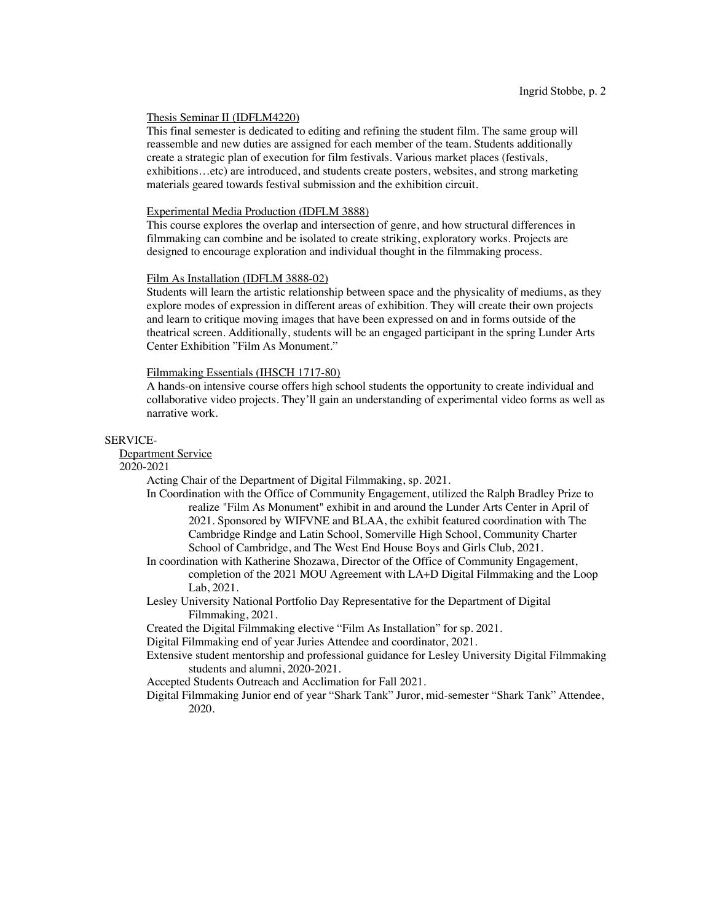Thesis Seminar II (IDFLM4220)

This final semester is dedicated to editing and refining the student film. The same group will reassemble and new duties are assigned for each member of the team. Students additionally create a strategic plan of execution for film festivals. Various market places (festivals, exhibitions…etc) are introduced, and students create posters, websites, and strong marketing materials geared towards festival submission and the exhibition circuit.

Experimental Media Production (IDFLM 3888)

This course explores the overlap and intersection of genre, and how structural differences in filmmaking can combine and be isolated to create striking, exploratory works. Projects are designed to encourage exploration and individual thought in the filmmaking process.

Film As Installation (IDFLM 3888-02)

Students will learn the artistic relationship between space and the physicality of mediums, as they explore modes of expression in different areas of exhibition. They will create their own projects and learn to critique moving images that have been expressed on and in forms outside of the theatrical screen. Additionally, students will be an engaged participant in the spring Lunder Arts Center Exhibition "Film As Monument."

Filmmaking Essentials (IHSCH 1717-80)

A hands-on intensive course offers high school students the opportunity to create individual and collaborative video projects. They'll gain an understanding of experimental video forms as well as narrative work.

## SERVICE-

### Department Service

2020-2021

- Acting Chair of the Department of Digital Filmmaking, sp. 2021.
- In Coordination with the Office of Community Engagement, utilized the Ralph Bradley Prize to realize "Film As Monument" exhibit in and around the Lunder Arts Center in April of 2021. Sponsored by WIFVNE and BLAA, the exhibit featured coordination with The Cambridge Rindge and Latin School, Somerville High School, Community Charter School of Cambridge, and The West End House Boys and Girls Club, 2021.
- In coordination with Katherine Shozawa, Director of the Office of Community Engagement, completion of the 2021 MOU Agreement with LA+D Digital Filmmaking and the Loop Lab, 2021.
- Lesley University National Portfolio Day Representative for the Department of Digital Filmmaking, 2021.
- Created the Digital Filmmaking elective "Film As Installation" for sp. 2021.
- Digital Filmmaking end of year Juries Attendee and coordinator, 2021.
- Extensive student mentorship and professional guidance for Lesley University Digital Filmmaking students and alumni, 2020-2021.
- Accepted Students Outreach and Acclimation for Fall 2021.
- Digital Filmmaking Junior end of year "Shark Tank" Juror, mid-semester "Shark Tank" Attendee, 2020.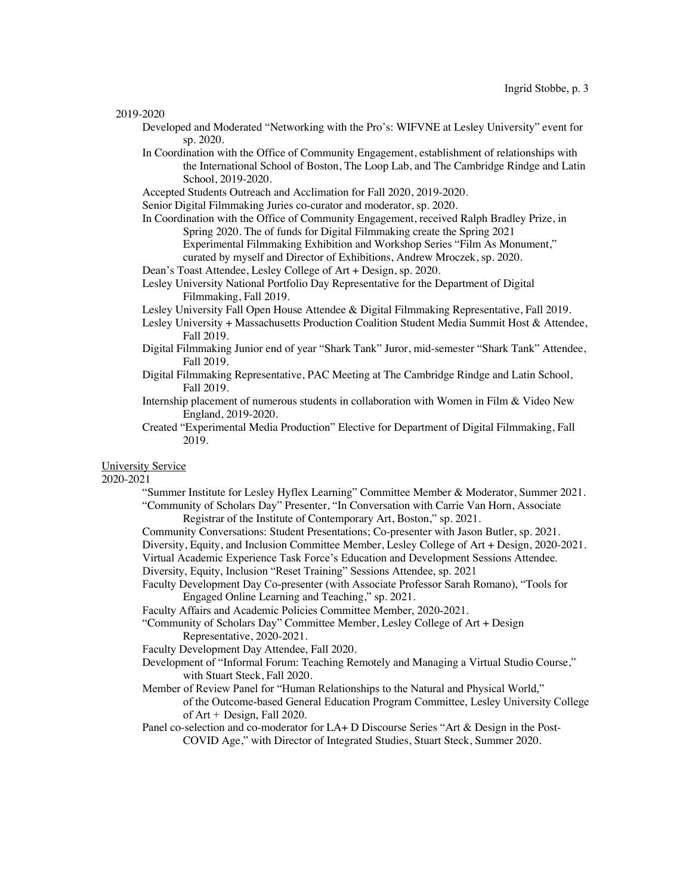2019-2020

- Developed and Moderated "Networking with the Pro's: WIFVNE at Lesley University" event for sp. 2020.
- In Coordination with the Office of Community Engagement, establishment of relationships with the International School of Boston, The Loop Lab, and The Cambridge Rindge and Latin School, 2019-2020.
- Accepted Students Outreach and Acclimation for Fall 2020, 2019-2020.
- Senior Digital Filmmaking Juries co-curator and moderator, sp. 2020.
- In Coordination with the Office of Community Engagement, received Ralph Bradley Prize, in Spring 2020. The of funds for Digital Filmmaking create the Spring 2021 Experimental Filmmaking Exhibition and Workshop Series "Film As Monument," curated by myself and Director of Exhibitions, Andrew Mroczek, sp. 2020.
- Dean's Toast Attendee, Lesley College of Art + Design, sp. 2020.
- Lesley University National Portfolio Day Representative for the Department of Digital Filmmaking, Fall 2019.
- Lesley University Fall Open House Attendee & Digital Filmmaking Representative, Fall 2019.
- Lesley University + Massachusetts Production Coalition Student Media Summit Host & Attendee, Fall 2019.
- Digital Filmmaking Junior end of year "Shark Tank" Juror, mid-semester "Shark Tank" Attendee, Fall 2019.
- Digital Filmmaking Representative, PAC Meeting at The Cambridge Rindge and Latin School, Fall 2019.
- Internship placement of numerous students in collaboration with Women in Film & Video New England, 2019-2020.
- Created "Experimental Media Production" Elective for Department of Digital Filmmaking, Fall 2019.

<u>University Service</u>

2020-2021

- "Summer Institute for Lesley Hyflex Learning" Committee Member & Moderator, Summer 2021.
- "Community of Scholars Day" Presenter, "In Conversation with Carrie Van Horn, Associate Registrar of the Institute of Contemporary Art, Boston," sp. 2021.
- Community Conversations: Student Presentations; Co-presenter with Jason Butler, sp. 2021.
- Diversity, Equity, and Inclusion Committee Member, Lesley College of Art + Design, 2020-2021.
- Virtual Academic Experience Task Force's Education and Development Sessions Attendee.
- Diversity, Equity, Inclusion "Reset Training" Sessions Attendee, sp. 2021
- Faculty Development Day Co-presenter (with Associate Professor Sarah Romano), "Tools for Engaged Online Learning and Teaching," sp. 2021.
- Faculty Affairs and Academic Policies Committee Member, 2020-2021.
- "Community of Scholars Day" Committee Member, Lesley College of Art + Design Representative, 2020-2021.
- Faculty Development Day Attendee, Fall 2020.
- Development of "Informal Forum: Teaching Remotely and Managing a Virtual Studio Course," with Stuart Steck, Fall 2020.
- Member of Review Panel for "Human Relationships to the Natural and Physical World," of the Outcome-based General Education Program Committee, Lesley University College of Art + Design, Fall 2020.
- Panel co-selection and co-moderator for LA+ D Discourse Series "Art & Design in the Post-COVID Age," with Director of Integrated Studies, Stuart Steck, Summer 2020.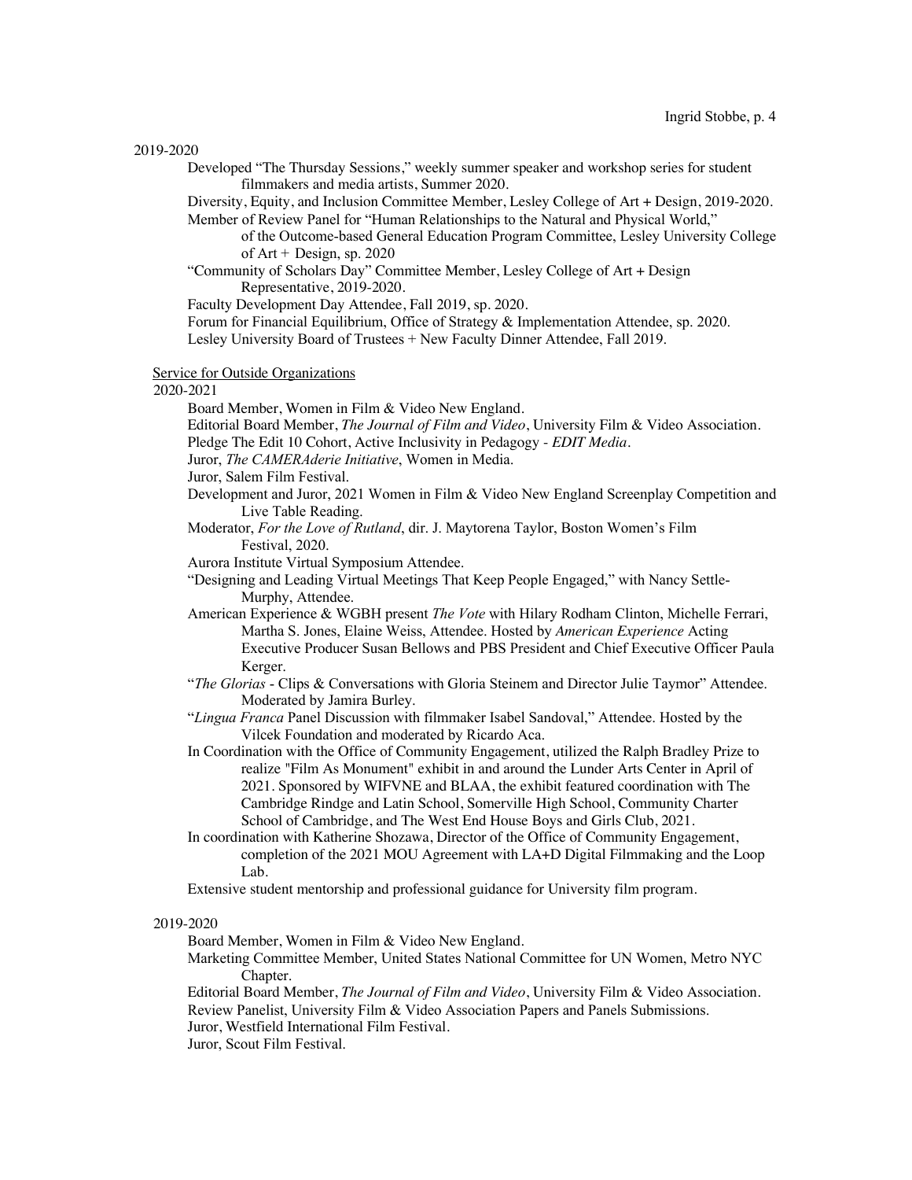2019-2020

- Developed "The Thursday Sessions," weekly summer speaker and workshop series for student filmmakers and media artists, Summer 2020.
- Diversity, Equity, and Inclusion Committee Member, Lesley College of Art + Design, 2019-2020.
- Member of Review Panel for "Human Relationships to the Natural and Physical World," of the Outcome-based General Education Program Committee, Lesley University College of Art + Design, sp. 2020
- "Community of Scholars Day" Committee Member, Lesley College of Art + Design Representative, 2019-2020.
- Faculty Development Day Attendee, Fall 2019, sp. 2020.
- Forum for Financial Equilibrium, Office of Strategy & Implementation Attendee, sp. 2020.
- Lesley University Board of Trustees + New Faculty Dinner Attendee, Fall 2019.

Service for Outside Organizations

2020-2021

- Board Member, Women in Film & Video New England.
- Editorial Board Member, *The Journal of Film and Video*, University Film & Video Association.
- Pledge The Edit 10 Cohort, Active Inclusivity in Pedagogy - *EDIT Media*.
- Juror, *The CAMERAderie Initiative*, Women in Media.
- Juror, Salem Film Festival.
- Development and Juror, 2021 Women in Film & Video New England Screenplay Competition and Live Table Reading.
- Moderator, *For the Love of Rutland*, dir. J. Maytorena Taylor, Boston Women's Film Festival, 2020.
- Aurora Institute Virtual Symposium Attendee.
- "Designing and Leading Virtual Meetings That Keep People Engaged," with Nancy Settle-Murphy, Attendee.
- American Experience & WGBH present *The Vote* with Hilary Rodham Clinton, Michelle Ferrari, Martha S. Jones, Elaine Weiss, Attendee. Hosted by *American Experience* Acting Executive Producer Susan Bellows and PBS President and Chief Executive Officer Paula Kerger.
- "*The Glorias* - Clips & Conversations with Gloria Steinem and Director Julie Taymor" Attendee. Moderated by Jamira Burley.
- "*Lingua Franca* Panel Discussion with filmmaker Isabel Sandoval," Attendee. Hosted by the Vilcek Foundation and moderated by Ricardo Aca.
- In Coordination with the Office of Community Engagement, utilized the Ralph Bradley Prize to realize "Film As Monument" exhibit in and around the Lunder Arts Center in April of 2021. Sponsored by WIFVNE and BLAA, the exhibit featured coordination with The Cambridge Rindge and Latin School, Somerville High School, Community Charter School of Cambridge, and The West End House Boys and Girls Club, 2021.
- In coordination with Katherine Shozawa, Director of the Office of Community Engagement, completion of the 2021 MOU Agreement with LA+D Digital Filmmaking and the Loop Lab.
- Extensive student mentorship and professional guidance for University film program.

2019-2020

- Board Member, Women in Film & Video New England.
- Marketing Committee Member, United States National Committee for UN Women, Metro NYC Chapter.
- Editorial Board Member, *The Journal of Film and Video*, University Film & Video Association.
- Review Panelist, University Film & Video Association Papers and Panels Submissions.
- Juror, Westfield International Film Festival.
- Juror, Scout Film Festival.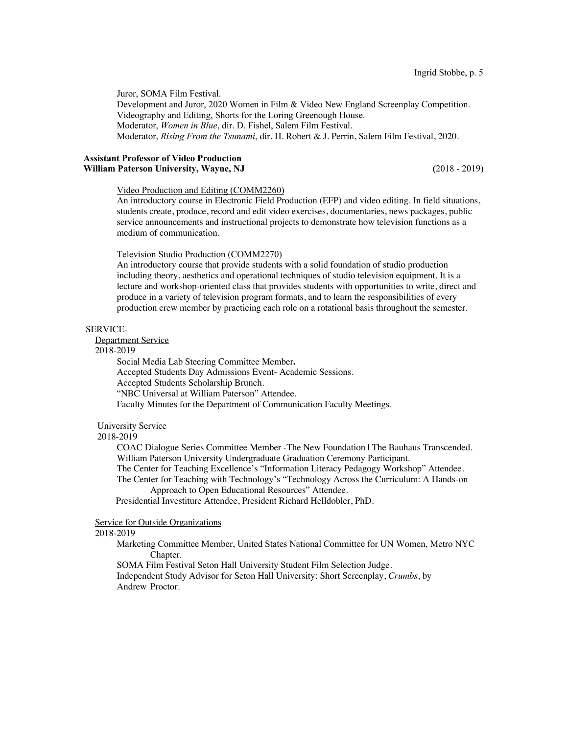Juror, SOMA Film Festival.
Development and Juror, 2020 Women in Film & Video New England Screenplay Competition.
Videography and Editing, Shorts for the Loring Greenough House.
Moderator, *Women in Blue*, dir. D. Fishel, Salem Film Festival.
Moderator, *Rising From the Tsunami*, dir. H. Robert & J. Perrin, Salem Film Festival, 2020.

**Assistant Professor of Video Production**
**William Paterson University, Wayne, NJ** (2018 - 2019)

Video Production and Editing (COMM2260)
An introductory course in Electronic Field Production (EFP) and video editing. In field situations, students create, produce, record and edit video exercises, documentaries, news packages, public service announcements and instructional projects to demonstrate how television functions as a medium of communication.

Television Studio Production (COMM2270)
An introductory course that provide students with a solid foundation of studio production including theory, aesthetics and operational techniques of studio television equipment. It is a lecture and workshop-oriented class that provides students with opportunities to write, direct and produce in a variety of television program formats, and to learn the responsibilities of every production crew member by practicing each role on a rotational basis throughout the semester.

SERVICE-

Department Service
2018-2019

Social Media Lab Steering Committee Member**.**
Accepted Students Day Admissions Event- Academic Sessions.
Accepted Students Scholarship Brunch.
"NBC Universal at William Paterson" Attendee.
Faculty Minutes for the Department of Communication Faculty Meetings.

University Service
2018-2019

COAC Dialogue Series Committee Member -The New Foundation | The Bauhaus Transcended.
William Paterson University Undergraduate Graduation Ceremony Participant.
The Center for Teaching Excellence's "Information Literacy Pedagogy Workshop" Attendee.
The Center for Teaching with Technology's "Technology Across the Curriculum: A Hands-on Approach to Open Educational Resources" Attendee.
Presidential Investiture Attendee, President Richard Helldobler, PhD.

Service for Outside Organizations
2018-2019

Marketing Committee Member, United States National Committee for UN Women, Metro NYC Chapter.
SOMA Film Festival Seton Hall University Student Film Selection Judge.
Independent Study Advisor for Seton Hall University: Short Screenplay, *Crumbs*, by Andrew Proctor.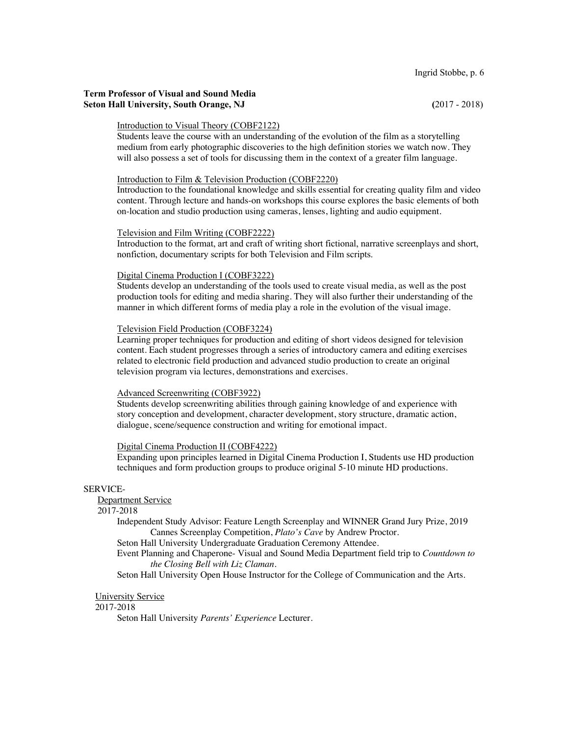**Term Professor of Visual and Sound Media**
**Seton Hall University, South Orange, NJ** (2017 - 2018)

Introduction to Visual Theory (COBF2122)
Students leave the course with an understanding of the evolution of the film as a storytelling medium from early photographic discoveries to the high definition stories we watch now. They will also possess a set of tools for discussing them in the context of a greater film language.

Introduction to Film & Television Production (COBF2220)
Introduction to the foundational knowledge and skills essential for creating quality film and video content. Through lecture and hands-on workshops this course explores the basic elements of both on-location and studio production using cameras, lenses, lighting and audio equipment.

Television and Film Writing (COBF2222)
Introduction to the format, art and craft of writing short fictional, narrative screenplays and short, nonfiction, documentary scripts for both Television and Film scripts.

Digital Cinema Production I (COBF3222)
Students develop an understanding of the tools used to create visual media, as well as the post production tools for editing and media sharing. They will also further their understanding of the manner in which different forms of media play a role in the evolution of the visual image.

Television Field Production (COBF3224)
Learning proper techniques for production and editing of short videos designed for television content. Each student progresses through a series of introductory camera and editing exercises related to electronic field production and advanced studio production to create an original television program via lectures, demonstrations and exercises.

Advanced Screenwriting (COBF3922)
Students develop screenwriting abilities through gaining knowledge of and experience with story conception and development, character development, story structure, dramatic action, dialogue, scene/sequence construction and writing for emotional impact.

Digital Cinema Production II (COBF4222)
Expanding upon principles learned in Digital Cinema Production I, Students use HD production techniques and form production groups to produce original 5-10 minute HD productions.

SERVICE-

Department Service
2017-2018

Independent Study Advisor: Feature Length Screenplay and WINNER Grand Jury Prize, 2019 Cannes Screenplay Competition, *Plato's Cave* by Andrew Proctor.
Seton Hall University Undergraduate Graduation Ceremony Attendee.
Event Planning and Chaperone- Visual and Sound Media Department field trip to *Countdown to the Closing Bell with Liz Claman*.
Seton Hall University Open House Instructor for the College of Communication and the Arts.

University Service
2017-2018

Seton Hall University *Parents' Experience* Lecturer.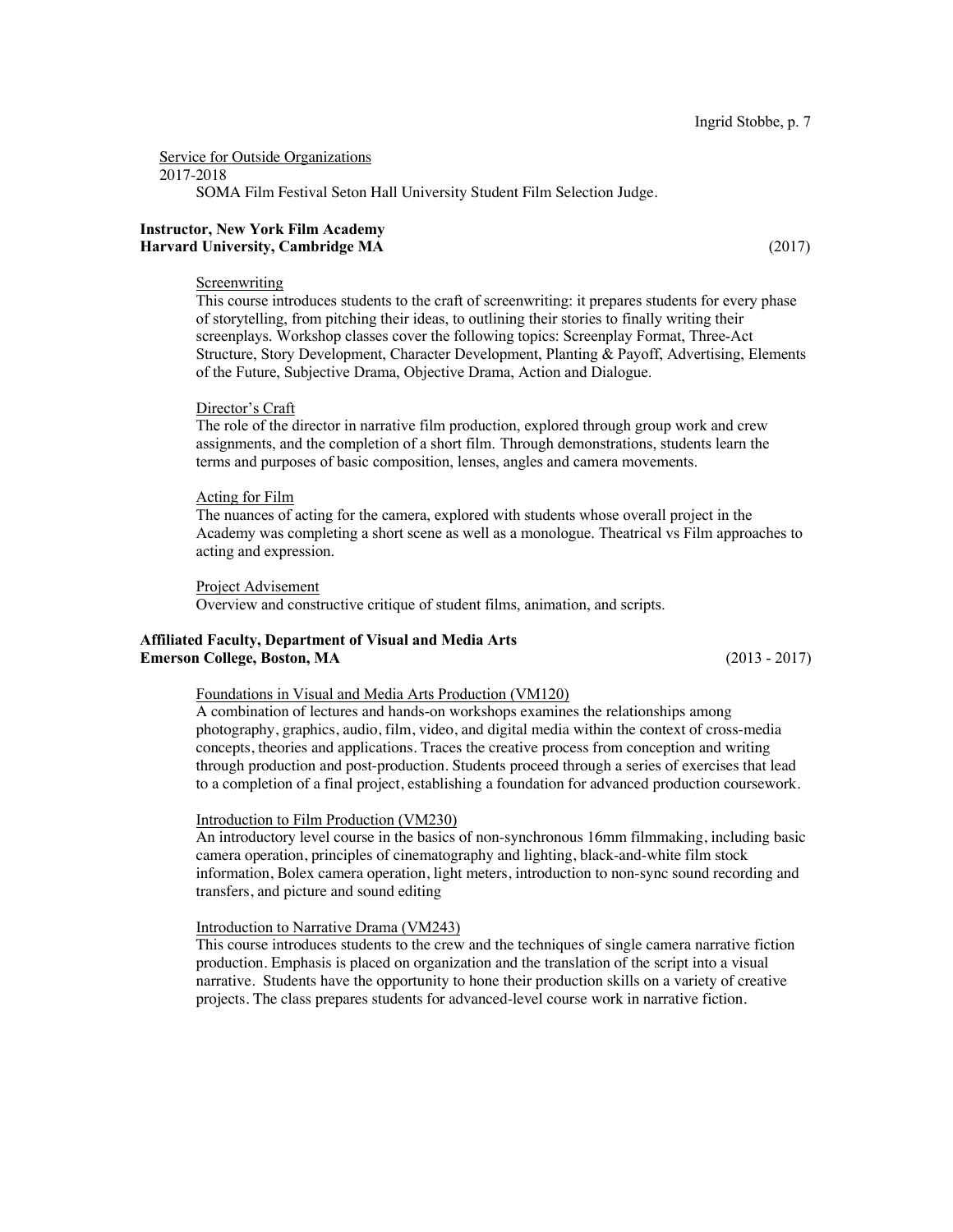Service for Outside Organizations

2017-2018

SOMA Film Festival Seton Hall University Student Film Selection Judge.

**Instructor, New York Film Academy**
**Harvard University, Cambridge MA** (2017)

Screenwriting

This course introduces students to the craft of screenwriting: it prepares students for every phase of storytelling, from pitching their ideas, to outlining their stories to finally writing their screenplays. Workshop classes cover the following topics: Screenplay Format, Three-Act Structure, Story Development, Character Development, Planting & Payoff, Advertising, Elements of the Future, Subjective Drama, Objective Drama, Action and Dialogue.

Director's Craft

The role of the director in narrative film production, explored through group work and crew assignments, and the completion of a short film. Through demonstrations, students learn the terms and purposes of basic composition, lenses, angles and camera movements.

Acting for Film

The nuances of acting for the camera, explored with students whose overall project in the Academy was completing a short scene as well as a monologue. Theatrical vs Film approaches to acting and expression.

Project Advisement

Overview and constructive critique of student films, animation, and scripts.

**Affiliated Faculty, Department of Visual and Media Arts**
**Emerson College, Boston, MA** (2013 - 2017)

Foundations in Visual and Media Arts Production (VM120)

A combination of lectures and hands-on workshops examines the relationships among photography, graphics, audio, film, video, and digital media within the context of cross-media concepts, theories and applications. Traces the creative process from conception and writing through production and post-production. Students proceed through a series of exercises that lead to a completion of a final project, establishing a foundation for advanced production coursework.

Introduction to Film Production (VM230)

An introductory level course in the basics of non-synchronous 16mm filmmaking, including basic camera operation, principles of cinematography and lighting, black-and-white film stock information, Bolex camera operation, light meters, introduction to non-sync sound recording and transfers, and picture and sound editing

Introduction to Narrative Drama (VM243)

This course introduces students to the crew and the techniques of single camera narrative fiction production. Emphasis is placed on organization and the translation of the script into a visual narrative. Students have the opportunity to hone their production skills on a variety of creative projects. The class prepares students for advanced-level course work in narrative fiction.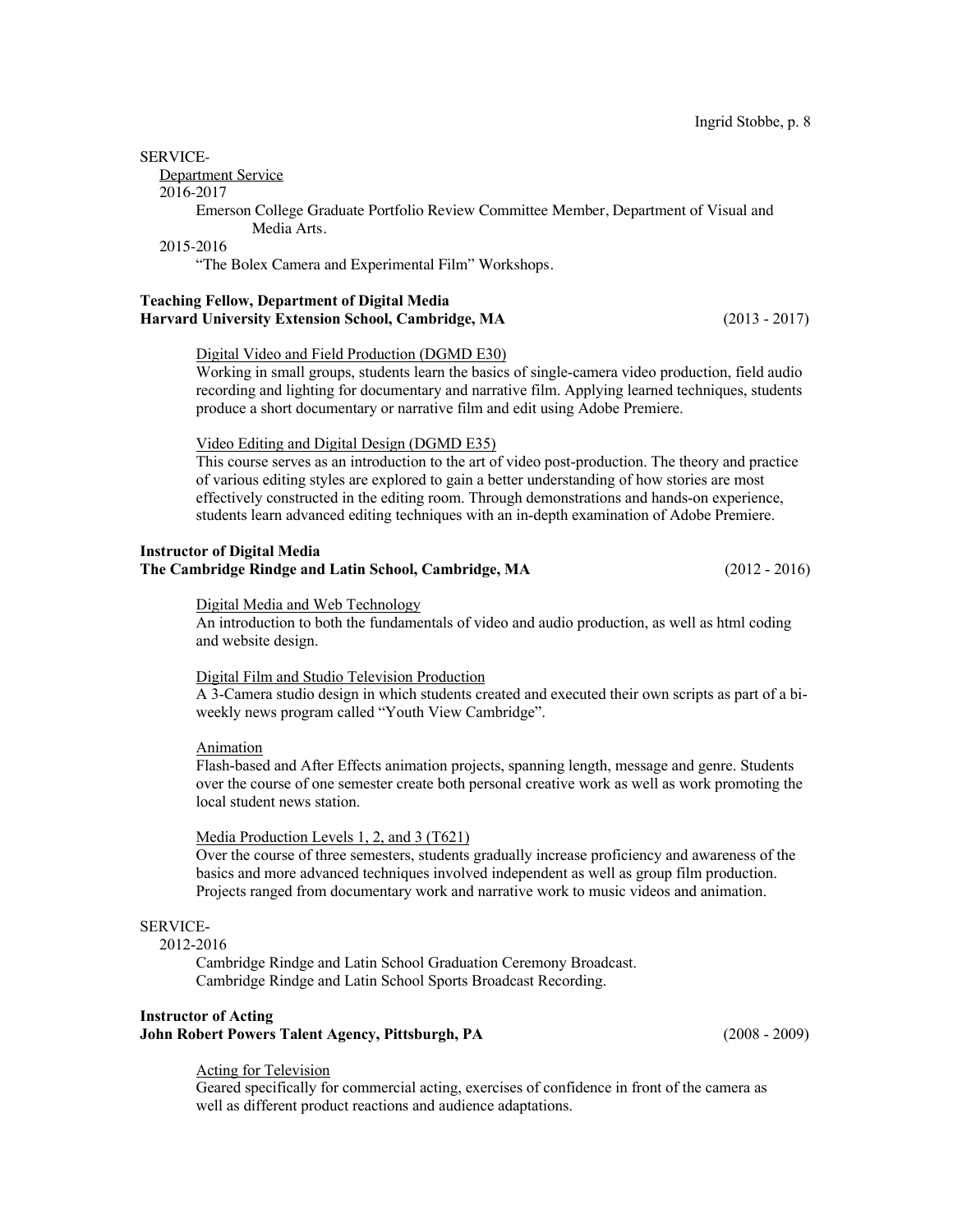SERVICE-

Department Service

2016-2017

Emerson College Graduate Portfolio Review Committee Member, Department of Visual and Media Arts.

2015-2016

"The Bolex Camera and Experimental Film" Workshops.

**Teaching Fellow, Department of Digital Media**
**Harvard University Extension School, Cambridge, MA** (2013 - 2017)

Digital Video and Field Production (DGMD E30)
Working in small groups, students learn the basics of single-camera video production, field audio recording and lighting for documentary and narrative film. Applying learned techniques, students produce a short documentary or narrative film and edit using Adobe Premiere.

Video Editing and Digital Design (DGMD E35)
This course serves as an introduction to the art of video post-production. The theory and practice of various editing styles are explored to gain a better understanding of how stories are most effectively constructed in the editing room. Through demonstrations and hands-on experience, students learn advanced editing techniques with an in-depth examination of Adobe Premiere.

**Instructor of Digital Media**
**The Cambridge Rindge and Latin School, Cambridge, MA** (2012 - 2016)

Digital Media and Web Technology
An introduction to both the fundamentals of video and audio production, as well as html coding and website design.

Digital Film and Studio Television Production
A 3-Camera studio design in which students created and executed their own scripts as part of a bi-weekly news program called "Youth View Cambridge".

Animation
Flash-based and After Effects animation projects, spanning length, message and genre. Students over the course of one semester create both personal creative work as well as work promoting the local student news station.

Media Production Levels 1, 2, and 3 (T621)
Over the course of three semesters, students gradually increase proficiency and awareness of the basics and more advanced techniques involved independent as well as group film production. Projects ranged from documentary work and narrative work to music videos and animation.

SERVICE-

2012-2016

Cambridge Rindge and Latin School Graduation Ceremony Broadcast.
Cambridge Rindge and Latin School Sports Broadcast Recording.

**Instructor of Acting**
**John Robert Powers Talent Agency, Pittsburgh, PA** (2008 - 2009)

Acting for Television
Geared specifically for commercial acting, exercises of confidence in front of the camera as well as different product reactions and audience adaptations.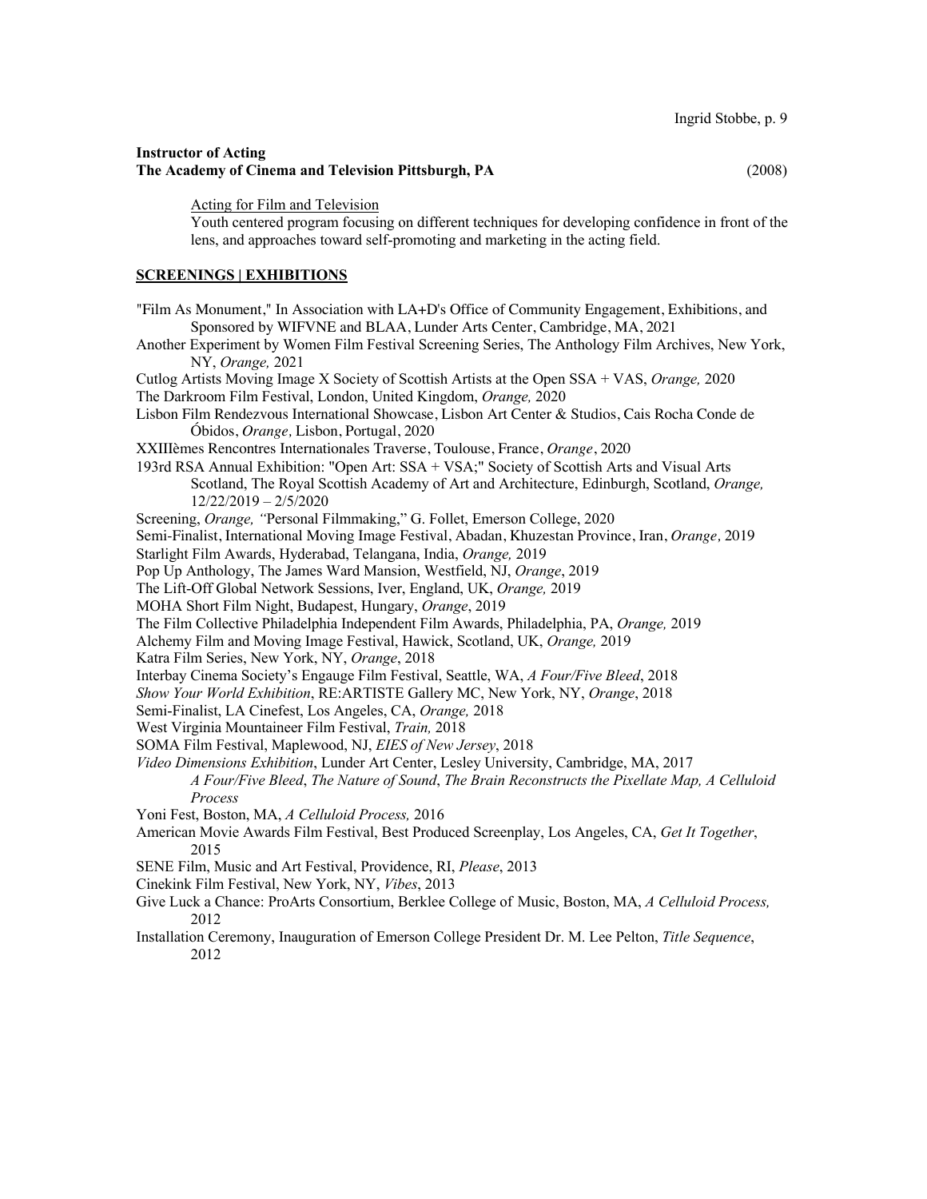**Instructor of Acting**
**The Academy of Cinema and Television Pittsburgh, PA** (2008)

Acting for Film and Television
Youth centered program focusing on different techniques for developing confidence in front of the lens, and approaches toward self-promoting and marketing in the acting field.

## SCREENINGS | EXHIBITIONS

"Film As Monument," In Association with LA+D's Office of Community Engagement, Exhibitions, and Sponsored by WIFVNE and BLAA, Lunder Arts Center, Cambridge, MA, 2021

Another Experiment by Women Film Festival Screening Series, The Anthology Film Archives, New York, NY, *Orange,* 2021

Cutlog Artists Moving Image X Society of Scottish Artists at the Open SSA + VAS, *Orange,* 2020

The Darkroom Film Festival, London, United Kingdom, *Orange,* 2020

Lisbon Film Rendezvous International Showcase, Lisbon Art Center & Studios, Cais Rocha Conde de Óbidos, *Orange,* Lisbon, Portugal, 2020

XXIIIèmes Rencontres Internationales Traverse, Toulouse, France, *Orange*, 2020

193rd RSA Annual Exhibition: "Open Art: SSA + VSA;" Society of Scottish Arts and Visual Arts Scotland, The Royal Scottish Academy of Art and Architecture, Edinburgh, Scotland, *Orange,* 12/22/2019 – 2/5/2020

Screening, *Orange, "*Personal Filmmaking," G. Follet, Emerson College, 2020

Semi-Finalist, International Moving Image Festival, Abadan, Khuzestan Province, Iran, *Orange,* 2019

Starlight Film Awards, Hyderabad, Telangana, India, *Orange,* 2019

Pop Up Anthology, The James Ward Mansion, Westfield, NJ, *Orange*, 2019

The Lift-Off Global Network Sessions, Iver, England, UK, *Orange,* 2019

MOHA Short Film Night, Budapest, Hungary, *Orange*, 2019

The Film Collective Philadelphia Independent Film Awards, Philadelphia, PA, *Orange,* 2019

Alchemy Film and Moving Image Festival, Hawick, Scotland, UK, *Orange,* 2019

Katra Film Series, New York, NY, *Orange*, 2018

Interbay Cinema Society's Engauge Film Festival, Seattle, WA, *A Four/Five Bleed*, 2018

*Show Your World Exhibition*, RE:ARTISTE Gallery MC, New York, NY, *Orange*, 2018

Semi-Finalist, LA Cinefest, Los Angeles, CA, *Orange,* 2018

West Virginia Mountaineer Film Festival, *Train,* 2018

SOMA Film Festival, Maplewood, NJ, *EIES of New Jersey*, 2018

*Video Dimensions Exhibition*, Lunder Art Center, Lesley University, Cambridge, MA, 2017
*A Four/Five Bleed*, *The Nature of Sound*, *The Brain Reconstructs the Pixellate Map, A Celluloid Process*

Yoni Fest, Boston, MA, *A Celluloid Process,* 2016

American Movie Awards Film Festival, Best Produced Screenplay, Los Angeles, CA, *Get It Together*, 2015

SENE Film, Music and Art Festival, Providence, RI, *Please*, 2013

Cinekink Film Festival, New York, NY, *Vibes*, 2013

Give Luck a Chance: ProArts Consortium, Berklee College of Music, Boston, MA, *A Celluloid Process,* 2012

Installation Ceremony, Inauguration of Emerson College President Dr. M. Lee Pelton, *Title Sequence*, 2012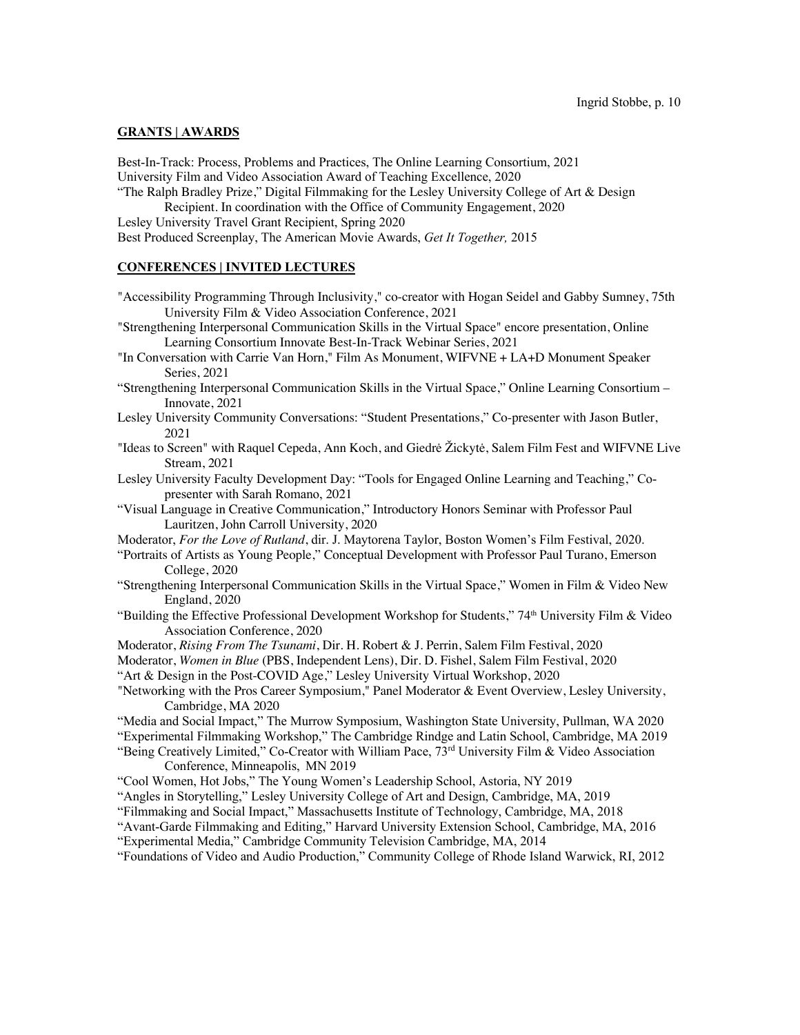## GRANTS | AWARDS

Best-In-Track: Process, Problems and Practices, The Online Learning Consortium, 2021
University Film and Video Association Award of Teaching Excellence, 2020
"The Ralph Bradley Prize," Digital Filmmaking for the Lesley University College of Art & Design Recipient. In coordination with the Office of Community Engagement, 2020
Lesley University Travel Grant Recipient, Spring 2020
Best Produced Screenplay, The American Movie Awards, *Get It Together,* 2015

## CONFERENCES | INVITED LECTURES

"Accessibility Programming Through Inclusivity," co-creator with Hogan Seidel and Gabby Sumney, 75th University Film & Video Association Conference, 2021
"Strengthening Interpersonal Communication Skills in the Virtual Space" encore presentation, Online Learning Consortium Innovate Best-In-Track Webinar Series, 2021
"In Conversation with Carrie Van Horn," Film As Monument, WIFVNE + LA+D Monument Speaker Series, 2021
"Strengthening Interpersonal Communication Skills in the Virtual Space," Online Learning Consortium – Innovate, 2021
Lesley University Community Conversations: "Student Presentations," Co-presenter with Jason Butler, 2021
"Ideas to Screen" with Raquel Cepeda, Ann Koch, and Giedrė Žickytė, Salem Film Fest and WIFVNE Live Stream, 2021
Lesley University Faculty Development Day: "Tools for Engaged Online Learning and Teaching," Co-presenter with Sarah Romano, 2021
"Visual Language in Creative Communication," Introductory Honors Seminar with Professor Paul Lauritzen, John Carroll University, 2020
Moderator, *For the Love of Rutland*, dir. J. Maytorena Taylor, Boston Women's Film Festival, 2020.
"Portraits of Artists as Young People," Conceptual Development with Professor Paul Turano, Emerson College, 2020
"Strengthening Interpersonal Communication Skills in the Virtual Space," Women in Film & Video New England, 2020
"Building the Effective Professional Development Workshop for Students," 74th University Film & Video Association Conference, 2020
Moderator, *Rising From The Tsunami*, Dir. H. Robert & J. Perrin, Salem Film Festival, 2020
Moderator, *Women in Blue* (PBS, Independent Lens), Dir. D. Fishel, Salem Film Festival, 2020
"Art & Design in the Post-COVID Age," Lesley University Virtual Workshop, 2020
"Networking with the Pros Career Symposium," Panel Moderator & Event Overview, Lesley University, Cambridge, MA 2020
"Media and Social Impact," The Murrow Symposium, Washington State University, Pullman, WA 2020
"Experimental Filmmaking Workshop," The Cambridge Rindge and Latin School, Cambridge, MA 2019
"Being Creatively Limited," Co-Creator with William Pace, 73rd University Film & Video Association Conference, Minneapolis, MN 2019
"Cool Women, Hot Jobs," The Young Women's Leadership School, Astoria, NY 2019
"Angles in Storytelling," Lesley University College of Art and Design, Cambridge, MA, 2019
"Filmmaking and Social Impact," Massachusetts Institute of Technology, Cambridge, MA, 2018
"Avant-Garde Filmmaking and Editing," Harvard University Extension School, Cambridge, MA, 2016
"Experimental Media," Cambridge Community Television Cambridge, MA, 2014
"Foundations of Video and Audio Production," Community College of Rhode Island Warwick, RI, 2012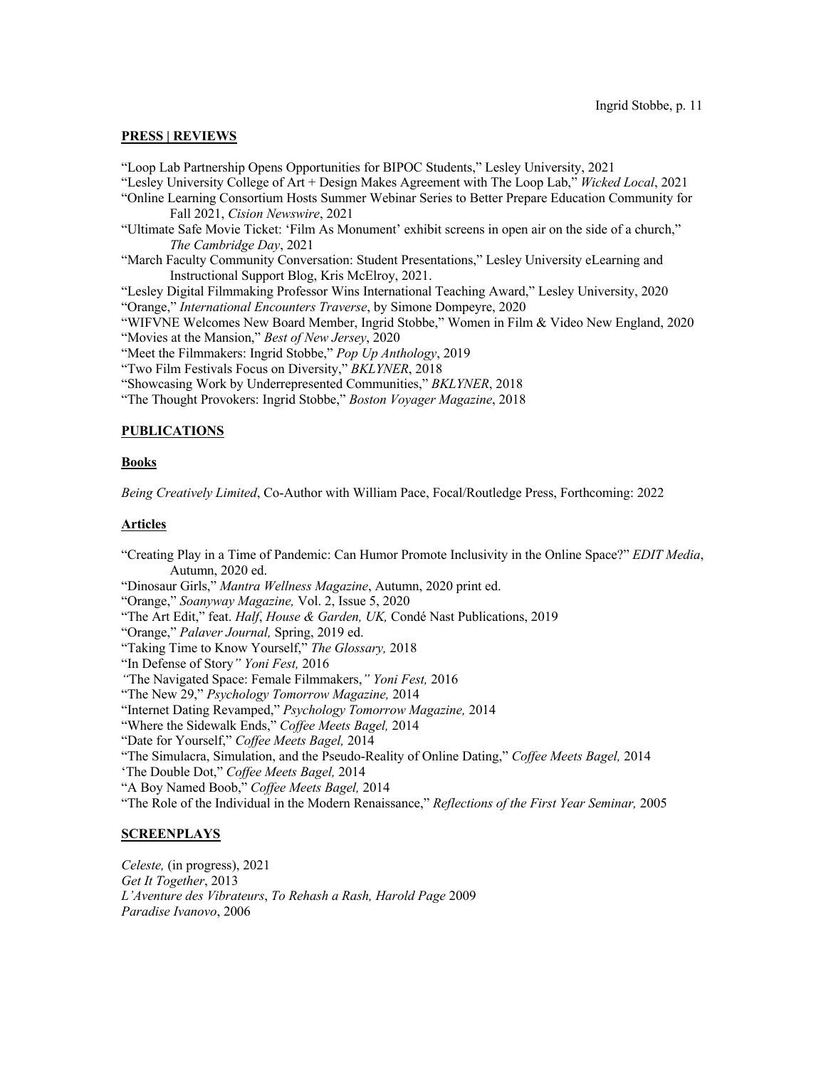## PRESS | REVIEWS

"Loop Lab Partnership Opens Opportunities for BIPOC Students," Lesley University, 2021
"Lesley University College of Art + Design Makes Agreement with The Loop Lab," *Wicked Local*, 2021
"Online Learning Consortium Hosts Summer Webinar Series to Better Prepare Education Community for Fall 2021, *Cision Newswire*, 2021
"Ultimate Safe Movie Ticket: 'Film As Monument' exhibit screens in open air on the side of a church," *The Cambridge Day*, 2021
"March Faculty Community Conversation: Student Presentations," Lesley University eLearning and Instructional Support Blog, Kris McElroy, 2021.
"Lesley Digital Filmmaking Professor Wins International Teaching Award," Lesley University, 2020
"Orange," *International Encounters Traverse*, by Simone Dompeyre, 2020
"WIFVNE Welcomes New Board Member, Ingrid Stobbe," Women in Film & Video New England, 2020
"Movies at the Mansion," *Best of New Jersey*, 2020
"Meet the Filmmakers: Ingrid Stobbe," *Pop Up Anthology*, 2019
"Two Film Festivals Focus on Diversity," *BKLYNER*, 2018
"Showcasing Work by Underrepresented Communities," *BKLYNER*, 2018
"The Thought Provokers: Ingrid Stobbe," *Boston Voyager Magazine*, 2018

## PUBLICATIONS

### Books

*Being Creatively Limited*, Co-Author with William Pace, Focal/Routledge Press, Forthcoming: 2022

### Articles

"Creating Play in a Time of Pandemic: Can Humor Promote Inclusivity in the Online Space?" *EDIT Media*, Autumn, 2020 ed.
"Dinosaur Girls," *Mantra Wellness Magazine*, Autumn, 2020 print ed.
"Orange," *Soanyway Magazine,* Vol. 2, Issue 5, 2020
"The Art Edit," feat. *Half*, *House & Garden, UK,* Condé Nast Publications, 2019
"Orange," *Palaver Journal,* Spring, 2019 ed.
"Taking Time to Know Yourself," *The Glossary,* 2018
"In Defense of Story*" Yoni Fest,* 2016
*"*The Navigated Space: Female Filmmakers,*" Yoni Fest,* 2016
"The New 29," *Psychology Tomorrow Magazine,* 2014
"Internet Dating Revamped," *Psychology Tomorrow Magazine,* 2014
"Where the Sidewalk Ends," *Coffee Meets Bagel,* 2014
"Date for Yourself," *Coffee Meets Bagel,* 2014
"The Simulacra, Simulation, and the Pseudo-Reality of Online Dating," *Coffee Meets Bagel,* 2014
'The Double Dot," *Coffee Meets Bagel,* 2014
"A Boy Named Boob," *Coffee Meets Bagel,* 2014
"The Role of the Individual in the Modern Renaissance," *Reflections of the First Year Seminar,* 2005

## SCREENPLAYS

*Celeste,* (in progress), 2021
*Get It Together*, 2013
*L'Aventure des Vibrateurs*, *To Rehash a Rash, Harold Page* 2009
*Paradise Ivanovo*, 2006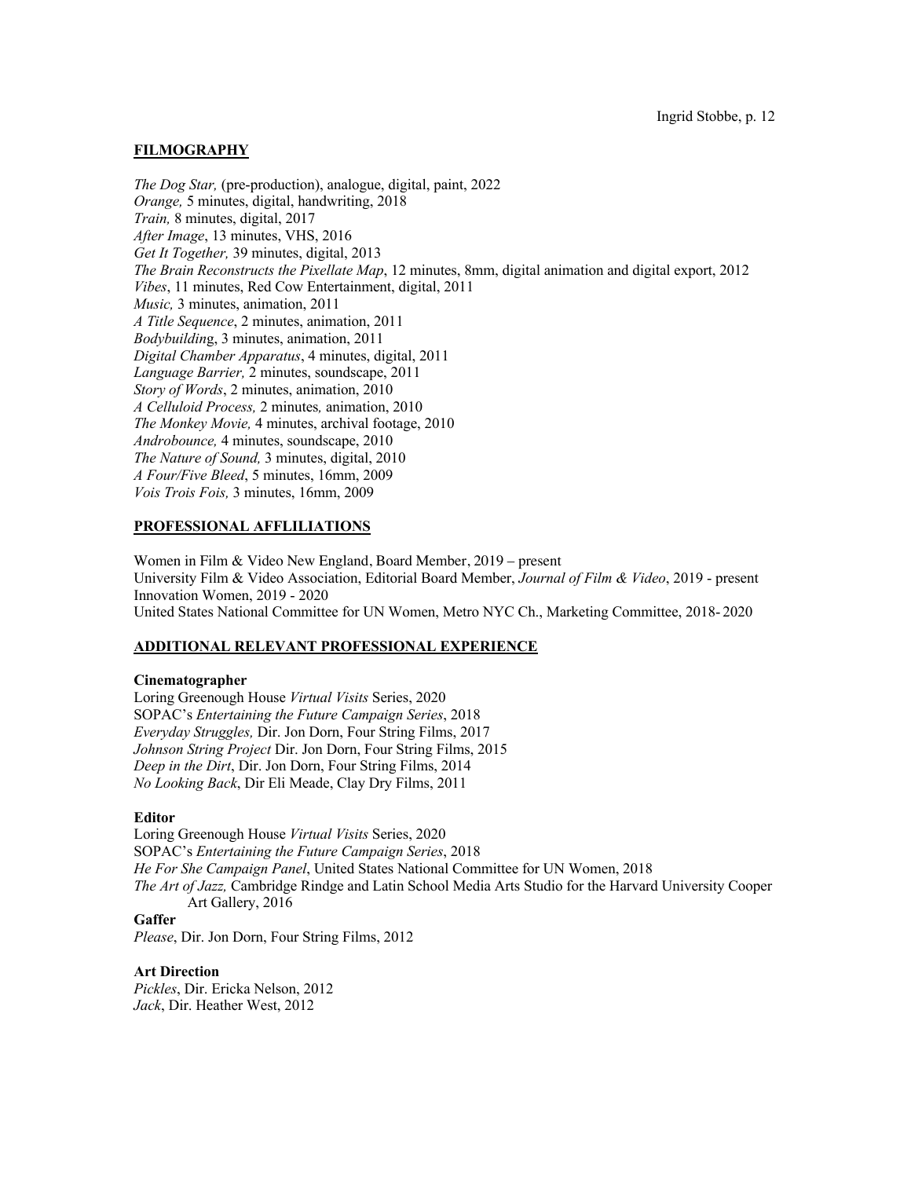## FILMOGRAPHY

*The Dog Star,* (pre-production), analogue, digital, paint, 2022
*Orange,* 5 minutes, digital, handwriting, 2018
*Train,* 8 minutes, digital, 2017
*After Image*, 13 minutes, VHS, 2016
*Get It Together,* 39 minutes, digital, 2013
*The Brain Reconstructs the Pixellate Map*, 12 minutes, 8mm, digital animation and digital export, 2012
*Vibes*, 11 minutes, Red Cow Entertainment, digital, 2011
*Music,* 3 minutes, animation, 2011
*A Title Sequence*, 2 minutes, animation, 2011
*Bodybuildin*g, 3 minutes, animation, 2011
*Digital Chamber Apparatus*, 4 minutes, digital, 2011
*Language Barrier,* 2 minutes, soundscape, 2011
*Story of Words*, 2 minutes, animation, 2010
*A Celluloid Process,* 2 minutes*,* animation, 2010
*The Monkey Movie,* 4 minutes, archival footage, 2010
*Androbounce,* 4 minutes, soundscape, 2010
*The Nature of Sound,* 3 minutes, digital, 2010
*A Four/Five Bleed*, 5 minutes, 16mm, 2009
*Vois Trois Fois,* 3 minutes, 16mm, 2009

## PROFESSIONAL AFFLILIATIONS

Women in Film & Video New England, Board Member, 2019 – present
University Film & Video Association, Editorial Board Member, *Journal of Film & Video*, 2019 - present
Innovation Women, 2019 - 2020
United States National Committee for UN Women, Metro NYC Ch., Marketing Committee, 2018- 2020

## ADDITIONAL RELEVANT PROFESSIONAL EXPERIENCE

**Cinematographer**
Loring Greenough House *Virtual Visits* Series, 2020
SOPAC's *Entertaining the Future Campaign Series*, 2018
*Everyday Struggles,* Dir. Jon Dorn, Four String Films, 2017
*Johnson String Project* Dir. Jon Dorn, Four String Films, 2015
*Deep in the Dirt*, Dir. Jon Dorn, Four String Films, 2014
*No Looking Back*, Dir Eli Meade, Clay Dry Films, 2011

**Editor**
Loring Greenough House *Virtual Visits* Series, 2020
SOPAC's *Entertaining the Future Campaign Series*, 2018
*He For She Campaign Panel*, United States National Committee for UN Women, 2018
*The Art of Jazz,* Cambridge Rindge and Latin School Media Arts Studio for the Harvard University Cooper Art Gallery, 2016

**Gaffer**
*Please*, Dir. Jon Dorn, Four String Films, 2012

**Art Direction**
*Pickles*, Dir. Ericka Nelson, 2012
*Jack*, Dir. Heather West, 2012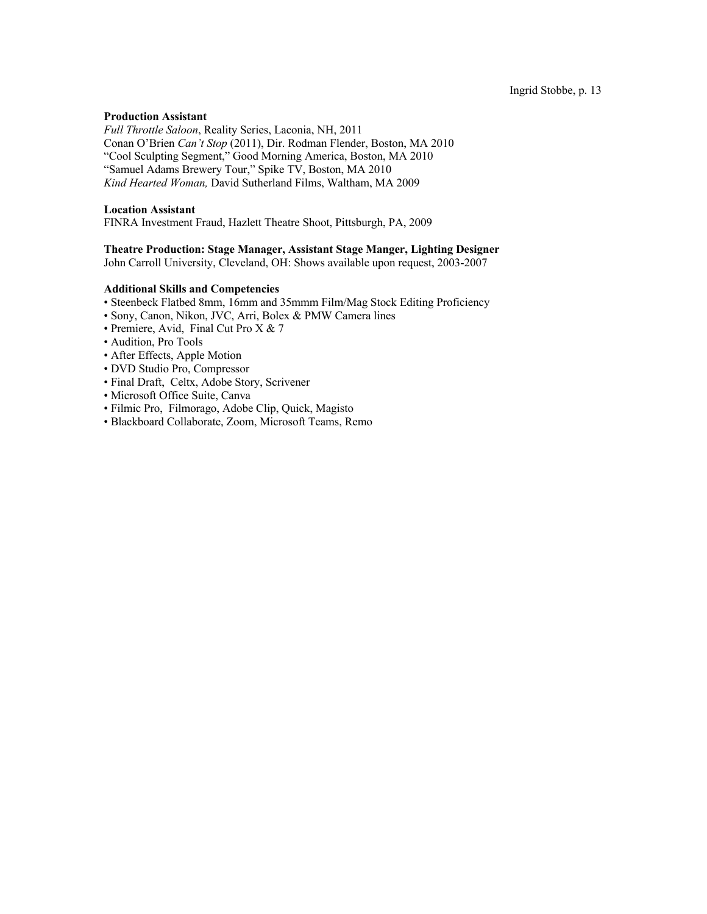**Production Assistant**
*Full Throttle Saloon*, Reality Series, Laconia, NH, 2011
Conan O'Brien *Can't Stop* (2011), Dir. Rodman Flender, Boston, MA 2010
"Cool Sculpting Segment," Good Morning America, Boston, MA 2010
"Samuel Adams Brewery Tour," Spike TV, Boston, MA 2010
*Kind Hearted Woman,* David Sutherland Films, Waltham, MA 2009

**Location Assistant**
FINRA Investment Fraud, Hazlett Theatre Shoot, Pittsburgh, PA, 2009

**Theatre Production: Stage Manager, Assistant Stage Manger, Lighting Designer**
John Carroll University, Cleveland, OH: Shows available upon request, 2003-2007

**Additional Skills and Competencies**
- Steenbeck Flatbed 8mm, 16mm and 35mmm Film/Mag Stock Editing Proficiency
- Sony, Canon, Nikon, JVC, Arri, Bolex & PMW Camera lines
- Premiere, Avid, Final Cut Pro X & 7
- Audition, Pro Tools
- After Effects, Apple Motion
- DVD Studio Pro, Compressor
- Final Draft, Celtx, Adobe Story, Scrivener
- Microsoft Office Suite, Canva
- Filmic Pro, Filmorago, Adobe Clip, Quick, Magisto
- Blackboard Collaborate, Zoom, Microsoft Teams, Remo